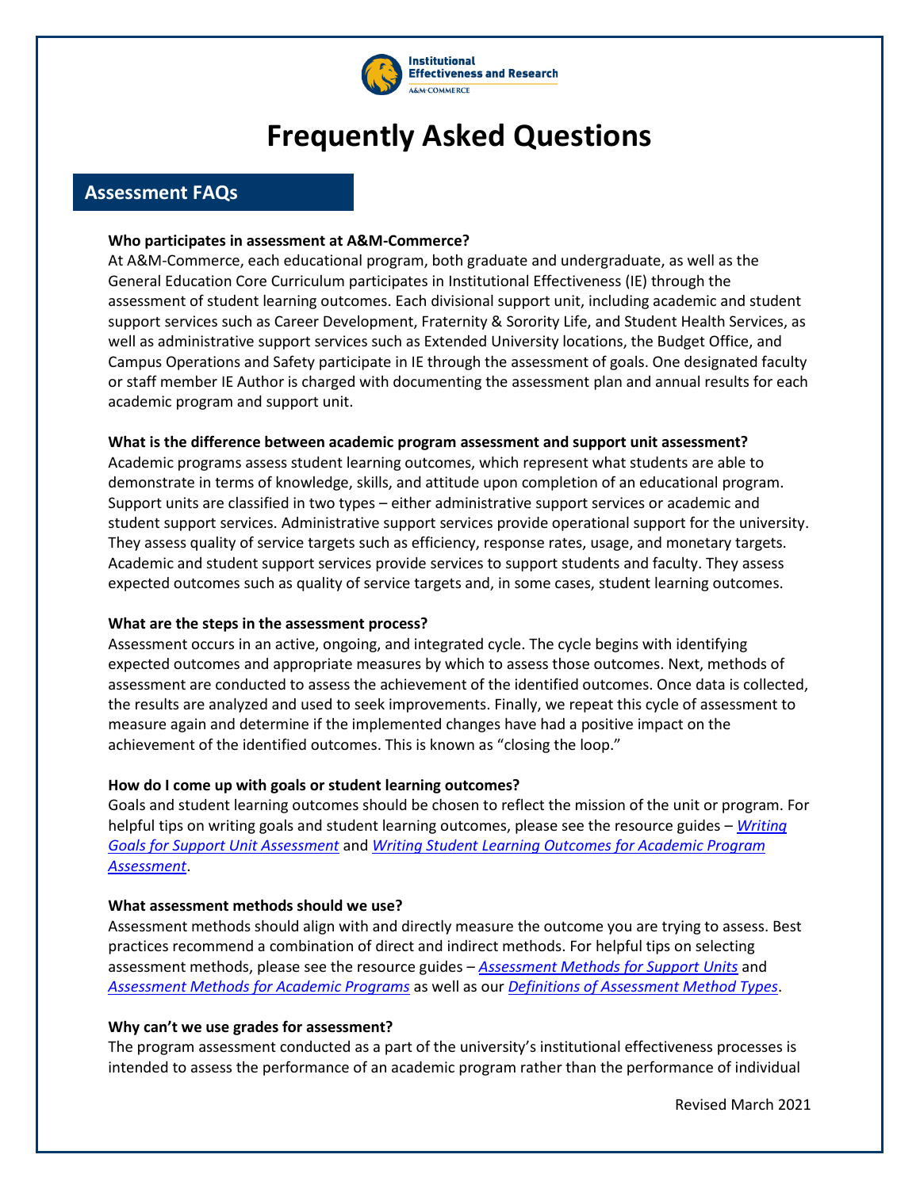# Frequently Asked Questions

## Assessment FAQs

**Who participates in assessment at A&M-Commerce?**

At A&M-Commerce, each educational program, both graduate and undergraduate, as well as the General Education Core Curriculum participates in Institutional Effectiveness (IE) through the assessment of student learning outcomes. Each divisional support unit, including academic and student support services such as Career Development, Fraternity & Sorority Life, and Student Health Services, as well as administrative support services such as Extended University locations, the Budget Office, and Campus Operations and Safety participate in IE through the assessment of goals. One designated faculty or staff member IE Author is charged with documenting the assessment plan and annual results for each academic program and support unit.

**What is the difference between academic program assessment and support unit assessment?**

Academic programs assess student learning outcomes, which represent what students are able to demonstrate in terms of knowledge, skills, and attitude upon completion of an educational program. Support units are classified in two types – either administrative support services or academic and student support services. Administrative support services provide operational support for the university. They assess quality of service targets such as efficiency, response rates, usage, and monetary targets. Academic and student support services provide services to support students and faculty. They assess expected outcomes such as quality of service targets and, in some cases, student learning outcomes.

**What are the steps in the assessment process?**

Assessment occurs in an active, ongoing, and integrated cycle. The cycle begins with identifying expected outcomes and appropriate measures by which to assess those outcomes. Next, methods of assessment are conducted to assess the achievement of the identified outcomes. Once data is collected, the results are analyzed and used to seek improvements. Finally, we repeat this cycle of assessment to measure again and determine if the implemented changes have had a positive impact on the achievement of the identified outcomes. This is known as "closing the loop."

**How do I come up with goals or student learning outcomes?**

Goals and student learning outcomes should be chosen to reflect the mission of the unit or program. For helpful tips on writing goals and student learning outcomes, please see the resource guides – *Writing Goals for Support Unit Assessment* and *Writing Student Learning Outcomes for Academic Program Assessment*.

**What assessment methods should we use?**

Assessment methods should align with and directly measure the outcome you are trying to assess. Best practices recommend a combination of direct and indirect methods. For helpful tips on selecting assessment methods, please see the resource guides – *Assessment Methods for Support Units* and *Assessment Methods for Academic Programs* as well as our *Definitions of Assessment Method Types*.

**Why can't we use grades for assessment?**

The program assessment conducted as a part of the university's institutional effectiveness processes is intended to assess the performance of an academic program rather than the performance of individual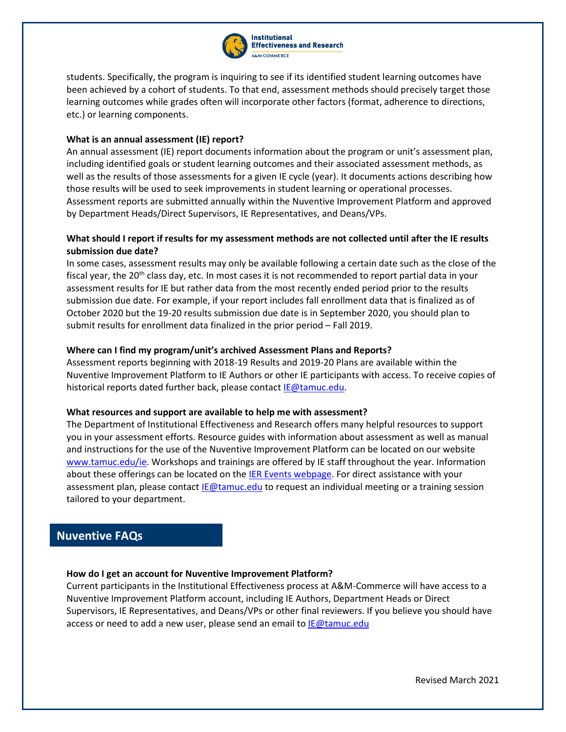students. Specifically, the program is inquiring to see if its identified student learning outcomes have been achieved by a cohort of students. To that end, assessment methods should precisely target those learning outcomes while grades often will incorporate other factors (format, adherence to directions, etc.) or learning components.

**What is an annual assessment (IE) report?**
An annual assessment (IE) report documents information about the program or unit's assessment plan, including identified goals or student learning outcomes and their associated assessment methods, as well as the results of those assessments for a given IE cycle (year). It documents actions describing how those results will be used to seek improvements in student learning or operational processes. Assessment reports are submitted annually within the Nuventive Improvement Platform and approved by Department Heads/Direct Supervisors, IE Representatives, and Deans/VPs.

**What should I report if results for my assessment methods are not collected until after the IE results submission due date?**
In some cases, assessment results may only be available following a certain date such as the close of the fiscal year, the 20th class day, etc. In most cases it is not recommended to report partial data in your assessment results for IE but rather data from the most recently ended period prior to the results submission due date. For example, if your report includes fall enrollment data that is finalized as of October 2020 but the 19-20 results submission due date is in September 2020, you should plan to submit results for enrollment data finalized in the prior period – Fall 2019.

**Where can I find my program/unit's archived Assessment Plans and Reports?**
Assessment reports beginning with 2018-19 Results and 2019-20 Plans are available within the Nuventive Improvement Platform to IE Authors or other IE participants with access. To receive copies of historical reports dated further back, please contact [IE@tamuc.edu](mailto:IE@tamuc.edu).

**What resources and support are available to help me with assessment?**
The Department of Institutional Effectiveness and Research offers many helpful resources to support you in your assessment efforts. Resource guides with information about assessment as well as manual and instructions for the use of the Nuventive Improvement Platform can be located on our website [www.tamuc.edu/ie](http://www.tamuc.edu/ie). Workshops and trainings are offered by IE staff throughout the year. Information about these offerings can be located on the IER Events webpage. For direct assistance with your assessment plan, please contact [IE@tamuc.edu](mailto:IE@tamuc.edu) to request an individual meeting or a training session tailored to your department.

## Nuventive FAQs

**How do I get an account for Nuventive Improvement Platform?**
Current participants in the Institutional Effectiveness process at A&M-Commerce will have access to a Nuventive Improvement Platform account, including IE Authors, Department Heads or Direct Supervisors, IE Representatives, and Deans/VPs or other final reviewers. If you believe you should have access or need to add a new user, please send an email to [IE@tamuc.edu](mailto:IE@tamuc.edu)

Revised March 2021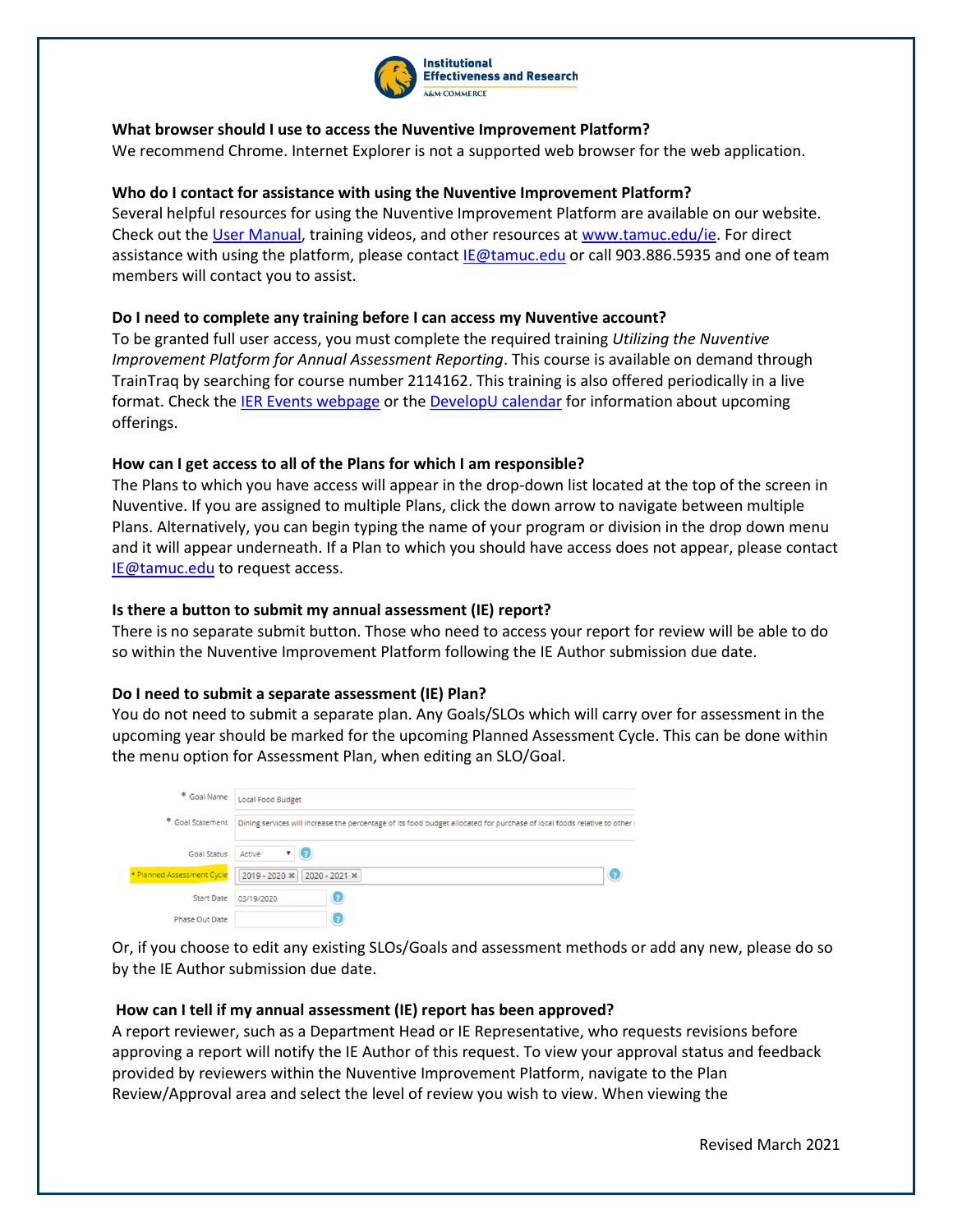**What browser should I use to access the Nuventive Improvement Platform?**

We recommend Chrome. Internet Explorer is not a supported web browser for the web application.

**Who do I contact for assistance with using the Nuventive Improvement Platform?**

Several helpful resources for using the Nuventive Improvement Platform are available on our website. Check out the User Manual, training videos, and other resources at www.tamuc.edu/ie. For direct assistance with using the platform, please contact IE@tamuc.edu or call 903.886.5935 and one of team members will contact you to assist.

**Do I need to complete any training before I can access my Nuventive account?**

To be granted full user access, you must complete the required training *Utilizing the Nuventive Improvement Platform for Annual Assessment Reporting*. This course is available on demand through TrainTraq by searching for course number 2114162. This training is also offered periodically in a live format. Check the IER Events webpage or the DevelopU calendar for information about upcoming offerings.

**How can I get access to all of the Plans for which I am responsible?**

The Plans to which you have access will appear in the drop-down list located at the top of the screen in Nuventive. If you are assigned to multiple Plans, click the down arrow to navigate between multiple Plans. Alternatively, you can begin typing the name of your program or division in the drop down menu and it will appear underneath. If a Plan to which you should have access does not appear, please contact IE@tamuc.edu to request access.

**Is there a button to submit my annual assessment (IE) report?**

There is no separate submit button. Those who need to access your report for review will be able to do so within the Nuventive Improvement Platform following the IE Author submission due date.

**Do I need to submit a separate assessment (IE) Plan?**

You do not need to submit a separate plan. Any Goals/SLOs which will carry over for assessment in the upcoming year should be marked for the upcoming Planned Assessment Cycle. This can be done within the menu option for Assessment Plan, when editing an SLO/Goal.

| | |
|---|---|
| * Goal Name | Local Food Budget |
| * Goal Statement | Dining services will increase the percentage of its food budget allocated for purchase of local foods relative to other |
| Goal Status | Active |
| * Planned Assessment Cycle | 2019 - 2020 ✖ 2020 - 2021 ✖ |
| Start Date | 03/19/2020 |
| Phase Out Date | |

Or, if you choose to edit any existing SLOs/Goals and assessment methods or add any new, please do so by the IE Author submission due date.

**How can I tell if my annual assessment (IE) report has been approved?**

A report reviewer, such as a Department Head or IE Representative, who requests revisions before approving a report will notify the IE Author of this request. To view your approval status and feedback provided by reviewers within the Nuventive Improvement Platform, navigate to the Plan Review/Approval area and select the level of review you wish to view. When viewing the

Revised March 2021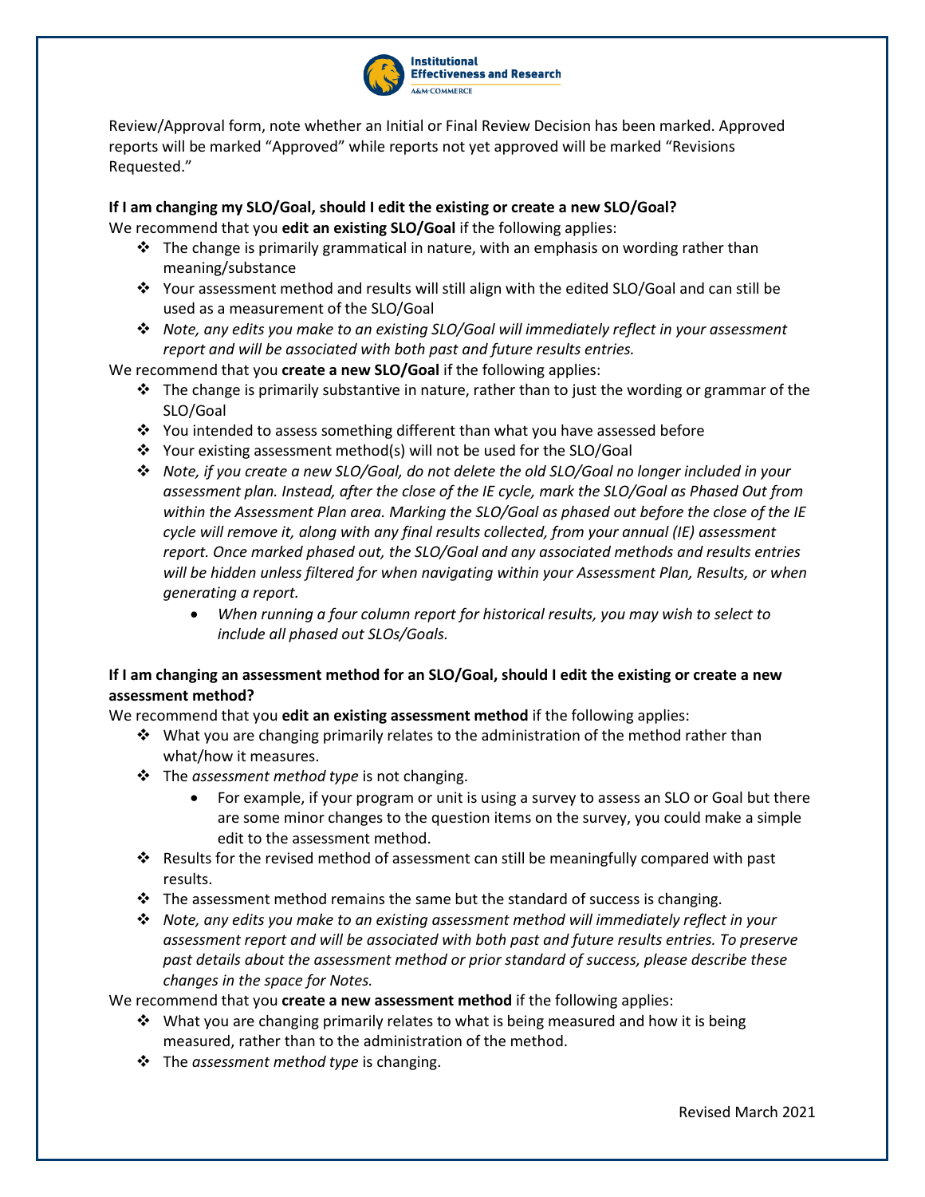Review/Approval form, note whether an Initial or Final Review Decision has been marked. Approved reports will be marked "Approved" while reports not yet approved will be marked "Revisions Requested."

**If I am changing my SLO/Goal, should I edit the existing or create a new SLO/Goal?**

We recommend that you **edit an existing SLO/Goal** if the following applies:

- The change is primarily grammatical in nature, with an emphasis on wording rather than meaning/substance
- Your assessment method and results will still align with the edited SLO/Goal and can still be used as a measurement of the SLO/Goal
- *Note, any edits you make to an existing SLO/Goal will immediately reflect in your assessment report and will be associated with both past and future results entries.*

We recommend that you **create a new SLO/Goal** if the following applies:

- The change is primarily substantive in nature, rather than to just the wording or grammar of the SLO/Goal
- You intended to assess something different than what you have assessed before
- Your existing assessment method(s) will not be used for the SLO/Goal
- *Note, if you create a new SLO/Goal, do not delete the old SLO/Goal no longer included in your assessment plan. Instead, after the close of the IE cycle, mark the SLO/Goal as Phased Out from within the Assessment Plan area. Marking the SLO/Goal as phased out before the close of the IE cycle will remove it, along with any final results collected, from your annual (IE) assessment report. Once marked phased out, the SLO/Goal and any associated methods and results entries will be hidden unless filtered for when navigating within your Assessment Plan, Results, or when generating a report.*
    - *When running a four column report for historical results, you may wish to select to include all phased out SLOs/Goals.*

**If I am changing an assessment method for an SLO/Goal, should I edit the existing or create a new assessment method?**

We recommend that you **edit an existing assessment method** if the following applies:

- What you are changing primarily relates to the administration of the method rather than what/how it measures.
- The *assessment method type* is not changing.
    - For example, if your program or unit is using a survey to assess an SLO or Goal but there are some minor changes to the question items on the survey, you could make a simple edit to the assessment method.
- Results for the revised method of assessment can still be meaningfully compared with past results.
- The assessment method remains the same but the standard of success is changing.
- *Note, any edits you make to an existing assessment method will immediately reflect in your assessment report and will be associated with both past and future results entries. To preserve past details about the assessment method or prior standard of success, please describe these changes in the space for Notes.*

We recommend that you **create a new assessment method** if the following applies:

- What you are changing primarily relates to what is being measured and how it is being measured, rather than to the administration of the method.
- The *assessment method type* is changing.

Revised March 2021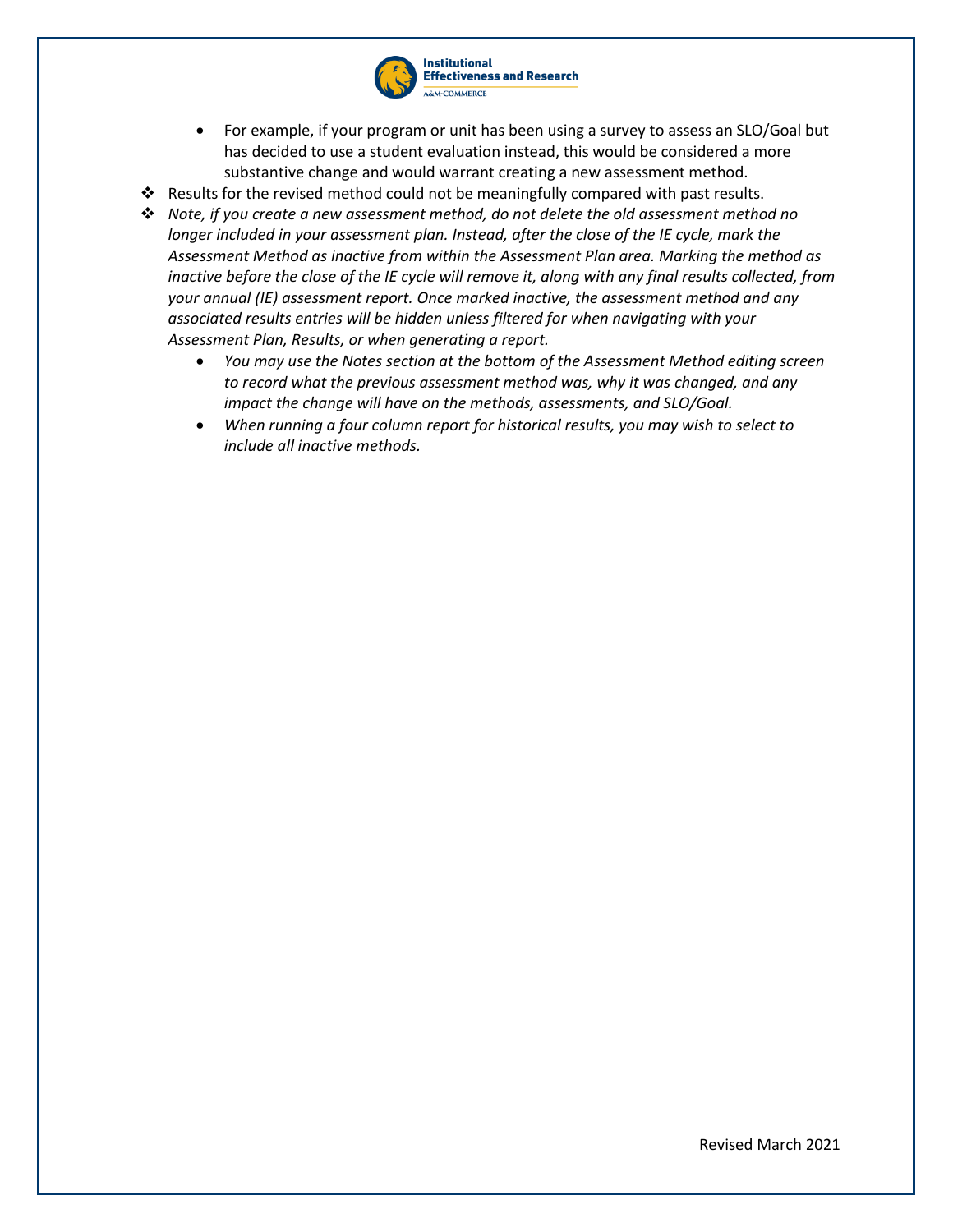- For example, if your program or unit has been using a survey to assess an SLO/Goal but has decided to use a student evaluation instead, this would be considered a more substantive change and would warrant creating a new assessment method.
- Results for the revised method could not be meaningfully compared with past results.
- *Note, if you create a new assessment method, do not delete the old assessment method no longer included in your assessment plan. Instead, after the close of the IE cycle, mark the Assessment Method as inactive from within the Assessment Plan area. Marking the method as inactive before the close of the IE cycle will remove it, along with any final results collected, from your annual (IE) assessment report. Once marked inactive, the assessment method and any associated results entries will be hidden unless filtered for when navigating with your Assessment Plan, Results, or when generating a report.*
    - *You may use the Notes section at the bottom of the Assessment Method editing screen to record what the previous assessment method was, why it was changed, and any impact the change will have on the methods, assessments, and SLO/Goal.*
    - *When running a four column report for historical results, you may wish to select to include all inactive methods.*

Revised March 2021